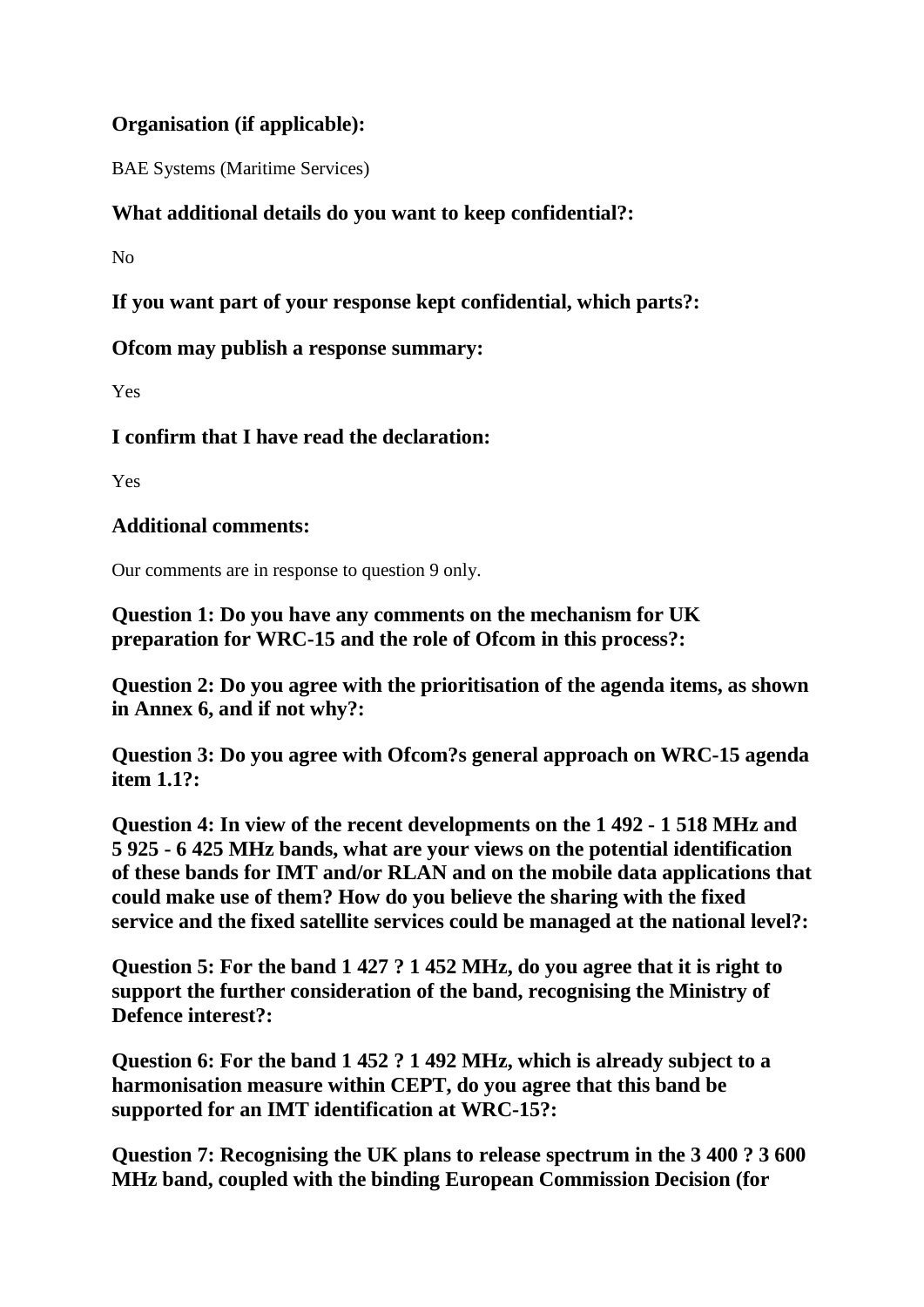**Organisation (if applicable):**

BAE Systems (Maritime Services)

**What additional details do you want to keep confidential?:**

No

**If you want part of your response kept confidential, which parts?:**

**Ofcom may publish a response summary:**

Yes

**I confirm that I have read the declaration:**

Yes

**Additional comments:**

Our comments are in response to question 9 only.

**Question 1: Do you have any comments on the mechanism for UK preparation for WRC-15 and the role of Ofcom in this process?:**

**Question 2: Do you agree with the prioritisation of the agenda items, as shown in Annex 6, and if not why?:**

**Question 3: Do you agree with Ofcom?s general approach on WRC-15 agenda item 1.1?:**

**Question 4: In view of the recent developments on the 1 492 - 1 518 MHz and 5 925 - 6 425 MHz bands, what are your views on the potential identification of these bands for IMT and/or RLAN and on the mobile data applications that could make use of them? How do you believe the sharing with the fixed service and the fixed satellite services could be managed at the national level?:**

**Question 5: For the band 1 427 ? 1 452 MHz, do you agree that it is right to support the further consideration of the band, recognising the Ministry of Defence interest?:**

**Question 6: For the band 1 452 ? 1 492 MHz, which is already subject to a harmonisation measure within CEPT, do you agree that this band be supported for an IMT identification at WRC-15?:**

**Question 7: Recognising the UK plans to release spectrum in the 3 400 ? 3 600 MHz band, coupled with the binding European Commission Decision (for**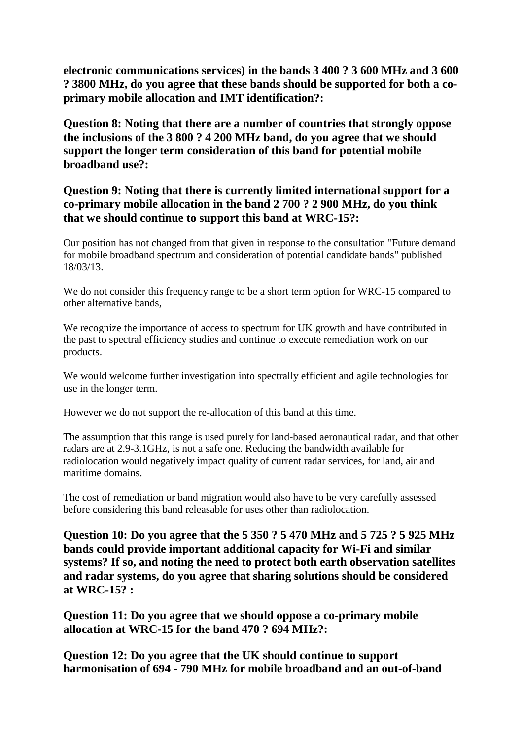**electronic communications services) in the bands 3 400 ? 3 600 MHz and 3 600 ? 3800 MHz, do you agree that these bands should be supported for both a co-primary mobile allocation and IMT identification?:**

**Question 8: Noting that there are a number of countries that strongly oppose the inclusions of the 3 800 ? 4 200 MHz band, do you agree that we should support the longer term consideration of this band for potential mobile broadband use?:**

**Question 9: Noting that there is currently limited international support for a co-primary mobile allocation in the band 2 700 ? 2 900 MHz, do you think that we should continue to support this band at WRC-15?:**

Our position has not changed from that given in response to the consultation "Future demand for mobile broadband spectrum and consideration of potential candidate bands" published 18/03/13.

We do not consider this frequency range to be a short term option for WRC-15 compared to other alternative bands,

We recognize the importance of access to spectrum for UK growth and have contributed in the past to spectral efficiency studies and continue to execute remediation work on our products.

We would welcome further investigation into spectrally efficient and agile technologies for use in the longer term.

However we do not support the re-allocation of this band at this time.

The assumption that this range is used purely for land-based aeronautical radar, and that other radars are at 2.9-3.1GHz, is not a safe one. Reducing the bandwidth available for radiolocation would negatively impact quality of current radar services, for land, air and maritime domains.

The cost of remediation or band migration would also have to be very carefully assessed before considering this band releasable for uses other than radiolocation.

**Question 10: Do you agree that the 5 350 ? 5 470 MHz and 5 725 ? 5 925 MHz bands could provide important additional capacity for Wi-Fi and similar systems? If so, and noting the need to protect both earth observation satellites and radar systems, do you agree that sharing solutions should be considered at WRC-15? :**

**Question 11: Do you agree that we should oppose a co-primary mobile allocation at WRC-15 for the band 470 ? 694 MHz?:**

**Question 12: Do you agree that the UK should continue to support harmonisation of 694 - 790 MHz for mobile broadband and an out-of-band**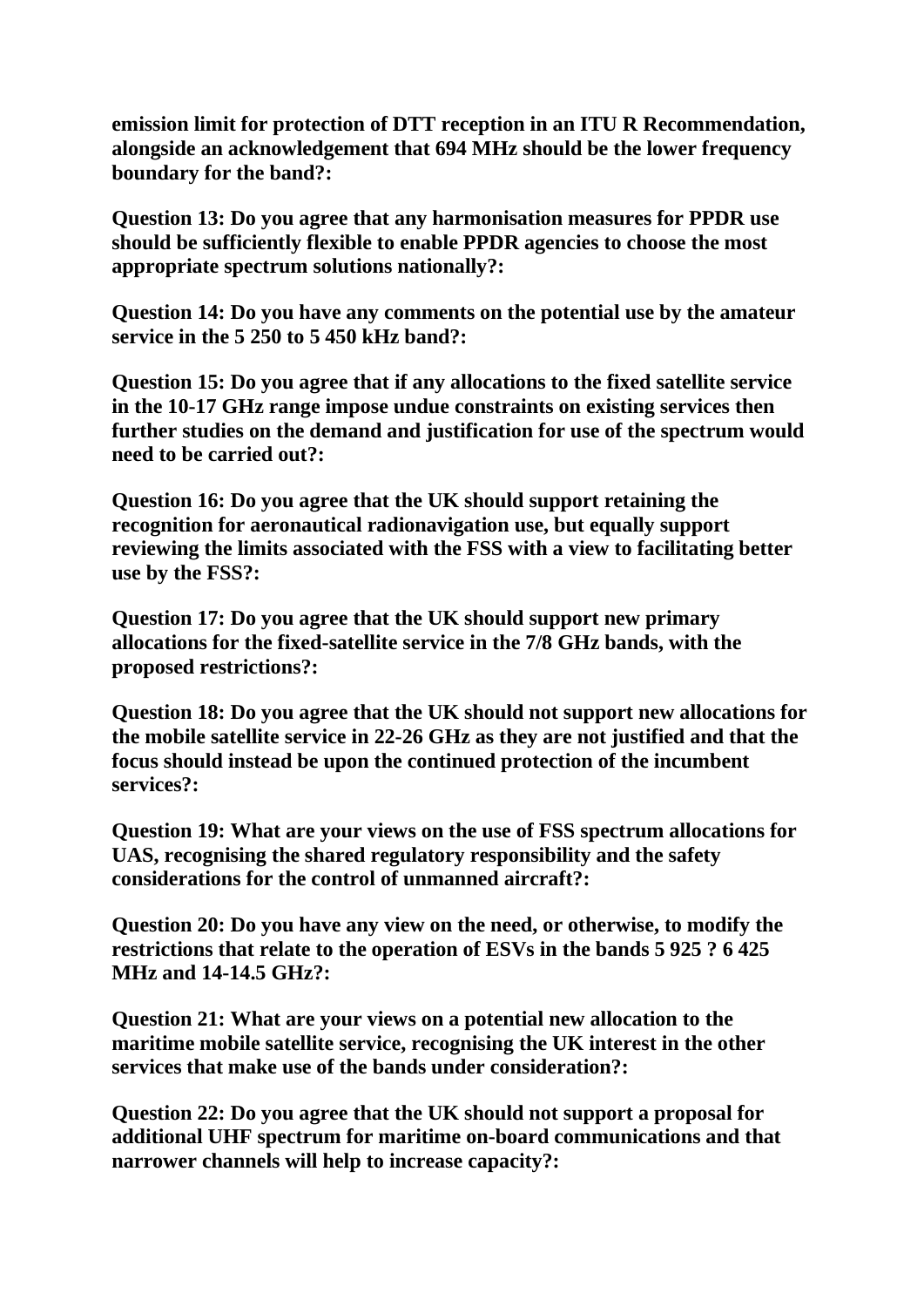**emission limit for protection of DTT reception in an ITU R Recommendation, alongside an acknowledgement that 694 MHz should be the lower frequency boundary for the band?:**

**Question 13: Do you agree that any harmonisation measures for PPDR use should be sufficiently flexible to enable PPDR agencies to choose the most appropriate spectrum solutions nationally?:**

**Question 14: Do you have any comments on the potential use by the amateur service in the 5 250 to 5 450 kHz band?:**

**Question 15: Do you agree that if any allocations to the fixed satellite service in the 10-17 GHz range impose undue constraints on existing services then further studies on the demand and justification for use of the spectrum would need to be carried out?:**

**Question 16: Do you agree that the UK should support retaining the recognition for aeronautical radionavigation use, but equally support reviewing the limits associated with the FSS with a view to facilitating better use by the FSS?:**

**Question 17: Do you agree that the UK should support new primary allocations for the fixed-satellite service in the 7/8 GHz bands, with the proposed restrictions?:**

**Question 18: Do you agree that the UK should not support new allocations for the mobile satellite service in 22-26 GHz as they are not justified and that the focus should instead be upon the continued protection of the incumbent services?:**

**Question 19: What are your views on the use of FSS spectrum allocations for UAS, recognising the shared regulatory responsibility and the safety considerations for the control of unmanned aircraft?:**

**Question 20: Do you have any view on the need, or otherwise, to modify the restrictions that relate to the operation of ESVs in the bands 5 925 ? 6 425 MHz and 14-14.5 GHz?:**

**Question 21: What are your views on a potential new allocation to the maritime mobile satellite service, recognising the UK interest in the other services that make use of the bands under consideration?:**

**Question 22: Do you agree that the UK should not support a proposal for additional UHF spectrum for maritime on-board communications and that narrower channels will help to increase capacity?:**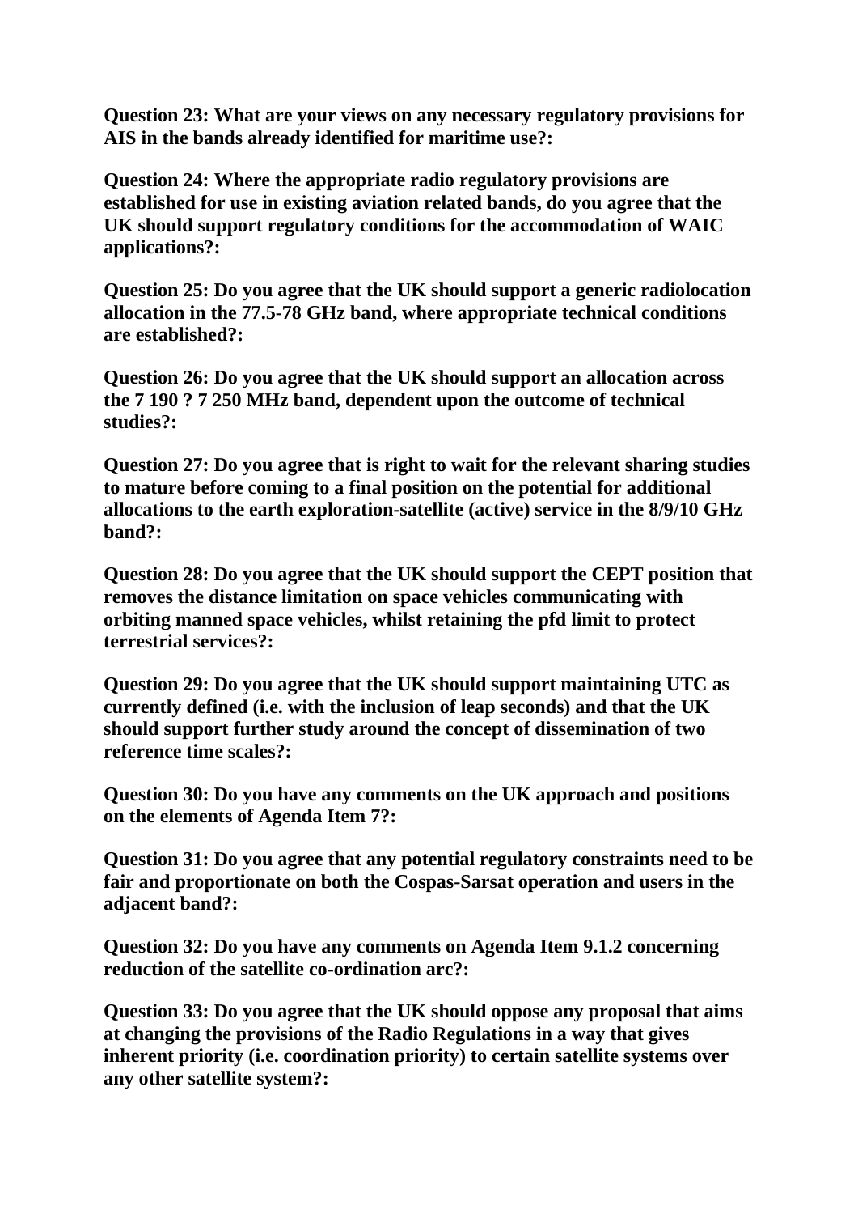**Question 23: What are your views on any necessary regulatory provisions for AIS in the bands already identified for maritime use?:**

**Question 24: Where the appropriate radio regulatory provisions are established for use in existing aviation related bands, do you agree that the UK should support regulatory conditions for the accommodation of WAIC applications?:**

**Question 25: Do you agree that the UK should support a generic radiolocation allocation in the 77.5-78 GHz band, where appropriate technical conditions are established?:**

**Question 26: Do you agree that the UK should support an allocation across the 7 190 ? 7 250 MHz band, dependent upon the outcome of technical studies?:**

**Question 27: Do you agree that is right to wait for the relevant sharing studies to mature before coming to a final position on the potential for additional allocations to the earth exploration-satellite (active) service in the 8/9/10 GHz band?:**

**Question 28: Do you agree that the UK should support the CEPT position that removes the distance limitation on space vehicles communicating with orbiting manned space vehicles, whilst retaining the pfd limit to protect terrestrial services?:**

**Question 29: Do you agree that the UK should support maintaining UTC as currently defined (i.e. with the inclusion of leap seconds) and that the UK should support further study around the concept of dissemination of two reference time scales?:**

**Question 30: Do you have any comments on the UK approach and positions on the elements of Agenda Item 7?:**

**Question 31: Do you agree that any potential regulatory constraints need to be fair and proportionate on both the Cospas-Sarsat operation and users in the adjacent band?:**

**Question 32: Do you have any comments on Agenda Item 9.1.2 concerning reduction of the satellite co-ordination arc?:**

**Question 33: Do you agree that the UK should oppose any proposal that aims at changing the provisions of the Radio Regulations in a way that gives inherent priority (i.e. coordination priority) to certain satellite systems over any other satellite system?:**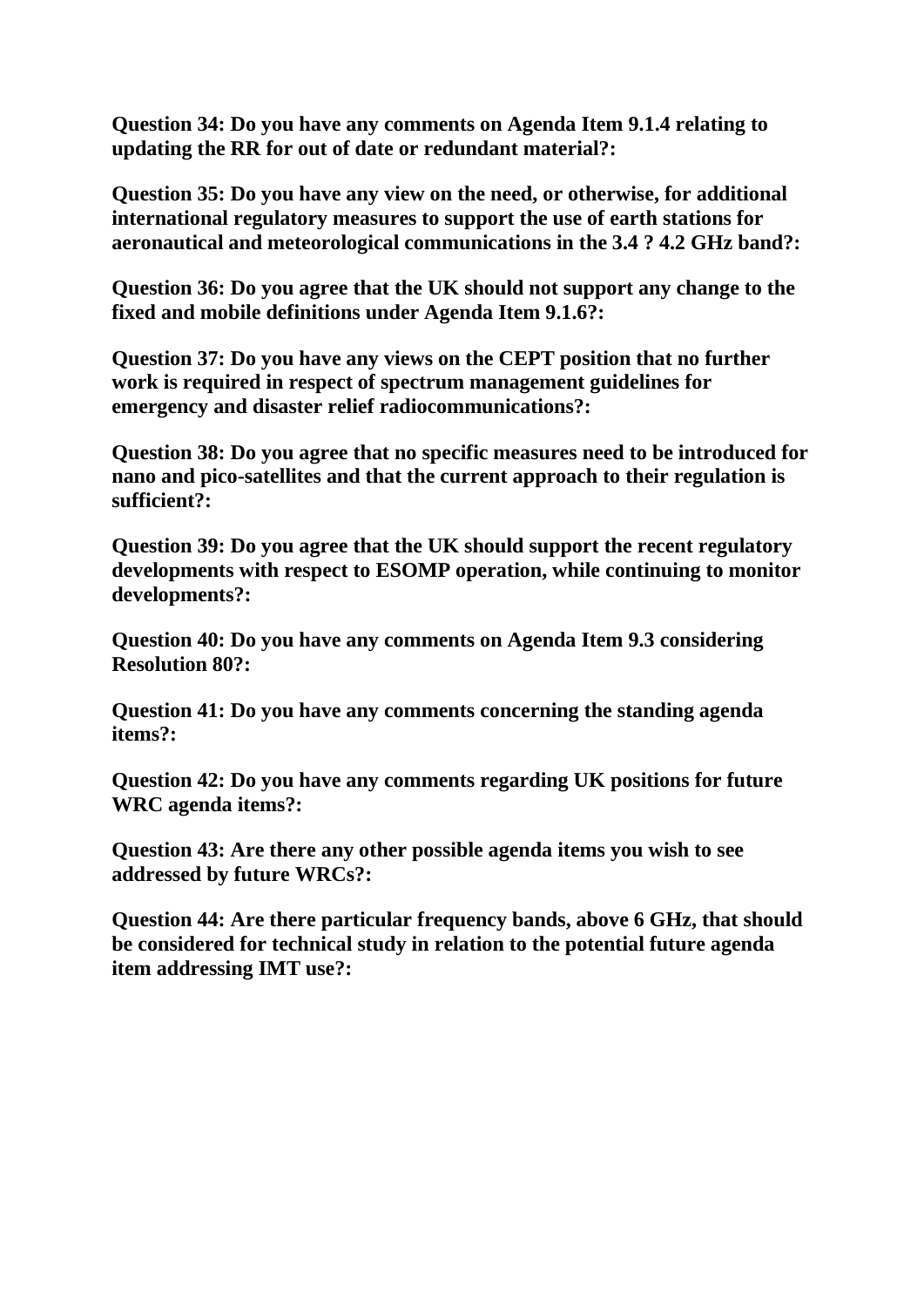**Question 34: Do you have any comments on Agenda Item 9.1.4 relating to updating the RR for out of date or redundant material?:**

**Question 35: Do you have any view on the need, or otherwise, for additional international regulatory measures to support the use of earth stations for aeronautical and meteorological communications in the 3.4 ? 4.2 GHz band?:**

**Question 36: Do you agree that the UK should not support any change to the fixed and mobile definitions under Agenda Item 9.1.6?:**

**Question 37: Do you have any views on the CEPT position that no further work is required in respect of spectrum management guidelines for emergency and disaster relief radiocommunications?:**

**Question 38: Do you agree that no specific measures need to be introduced for nano and pico-satellites and that the current approach to their regulation is sufficient?:**

**Question 39: Do you agree that the UK should support the recent regulatory developments with respect to ESOMP operation, while continuing to monitor developments?:**

**Question 40: Do you have any comments on Agenda Item 9.3 considering Resolution 80?:**

**Question 41: Do you have any comments concerning the standing agenda items?:**

**Question 42: Do you have any comments regarding UK positions for future WRC agenda items?:**

**Question 43: Are there any other possible agenda items you wish to see addressed by future WRCs?:**

**Question 44: Are there particular frequency bands, above 6 GHz, that should be considered for technical study in relation to the potential future agenda item addressing IMT use?:**